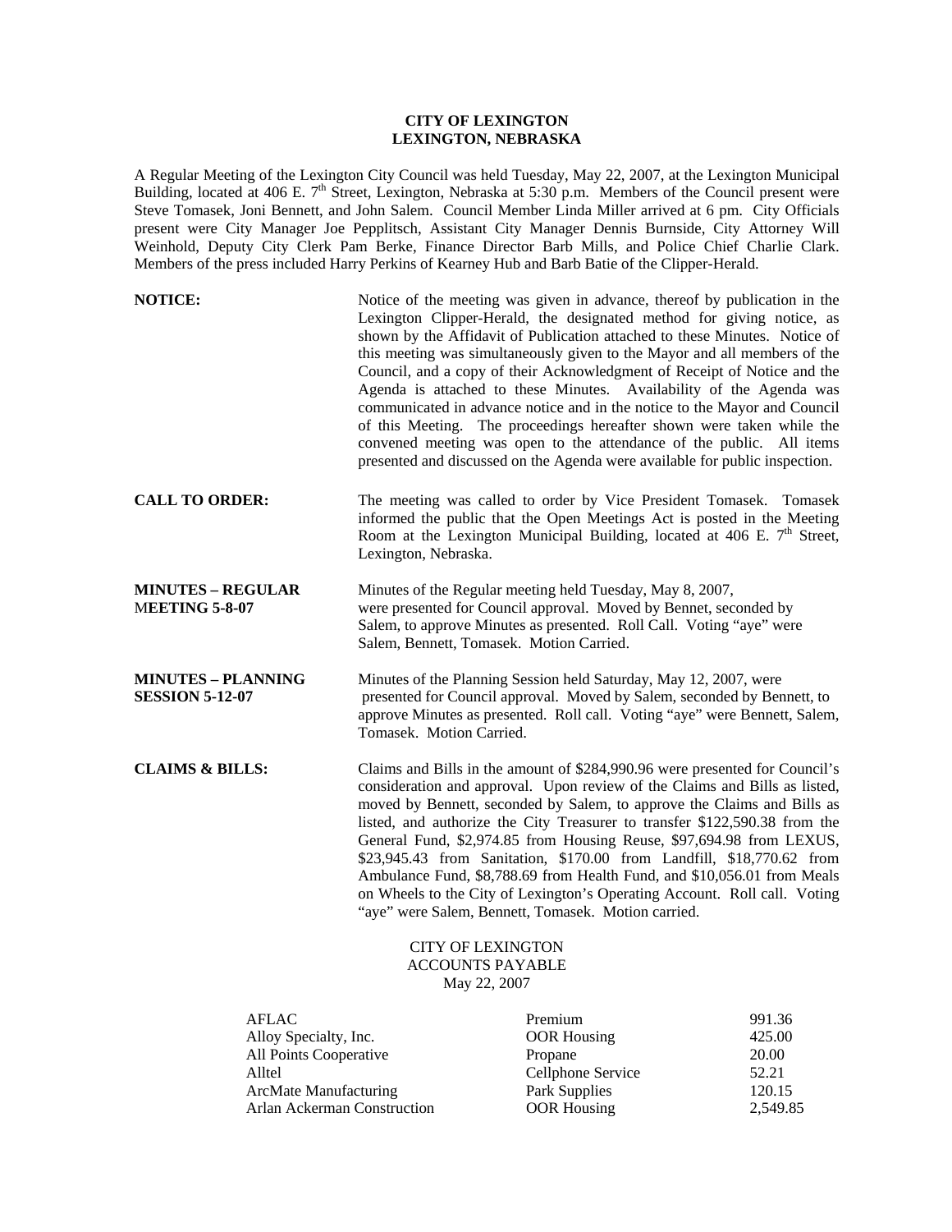# CITY OF LEXINGTON
## LEXINGTON, NEBRASKA

A Regular Meeting of the Lexington City Council was held Tuesday, May 22, 2007, at the Lexington Municipal Building, located at 406 E. 7th Street, Lexington, Nebraska at 5:30 p.m. Members of the Council present were Steve Tomasek, Joni Bennett, and John Salem. Council Member Linda Miller arrived at 6 pm. City Officials present were City Manager Joe Pepplitsch, Assistant City Manager Dennis Burnside, City Attorney Will Weinhold, Deputy City Clerk Pam Berke, Finance Director Barb Mills, and Police Chief Charlie Clark. Members of the press included Harry Perkins of Kearney Hub and Barb Batie of the Clipper-Herald.

**NOTICE:** Notice of the meeting was given in advance, thereof by publication in the Lexington Clipper-Herald, the designated method for giving notice, as shown by the Affidavit of Publication attached to these Minutes. Notice of this meeting was simultaneously given to the Mayor and all members of the Council, and a copy of their Acknowledgment of Receipt of Notice and the Agenda is attached to these Minutes. Availability of the Agenda was communicated in advance notice and in the notice to the Mayor and Council of this Meeting. The proceedings hereafter shown were taken while the convened meeting was open to the attendance of the public. All items presented and discussed on the Agenda were available for public inspection.

**CALL TO ORDER:** The meeting was called to order by Vice President Tomasek. Tomasek informed the public that the Open Meetings Act is posted in the Meeting Room at the Lexington Municipal Building, located at 406 E. 7th Street, Lexington, Nebraska.

**MINUTES – REGULAR MEETING 5-8-07** Minutes of the Regular meeting held Tuesday, May 8, 2007, were presented for Council approval. Moved by Bennet, seconded by Salem, to approve Minutes as presented. Roll Call. Voting "aye" were Salem, Bennett, Tomasek. Motion Carried.

**MINUTES – PLANNING SESSION 5-12-07** Minutes of the Planning Session held Saturday, May 12, 2007, were presented for Council approval. Moved by Salem, seconded by Bennett, to approve Minutes as presented. Roll call. Voting "aye" were Bennett, Salem, Tomasek. Motion Carried.

**CLAIMS & BILLS:** Claims and Bills in the amount of $284,990.96 were presented for Council's consideration and approval. Upon review of the Claims and Bills as listed, moved by Bennett, seconded by Salem, to approve the Claims and Bills as listed, and authorize the City Treasurer to transfer $122,590.38 from the General Fund, $2,974.85 from Housing Reuse, $97,694.98 from LEXUS, $23,945.43 from Sanitation, $170.00 from Landfill, $18,770.62 from Ambulance Fund, $8,788.69 from Health Fund, and $10,056.01 from Meals on Wheels to the City of Lexington's Operating Account. Roll call. Voting "aye" were Salem, Bennett, Tomasek. Motion carried.

CITY OF LEXINGTON
ACCOUNTS PAYABLE
May 22, 2007

| | | |
|---|---|---|
| AFLAC | Premium | 991.36 |
| Alloy Specialty, Inc. | OOR Housing | 425.00 |
| All Points Cooperative | Propane | 20.00 |
| Alltel | Cellphone Service | 52.21 |
| ArcMate Manufacturing | Park Supplies | 120.15 |
| Arlan Ackerman Construction | OOR Housing | 2,549.85 |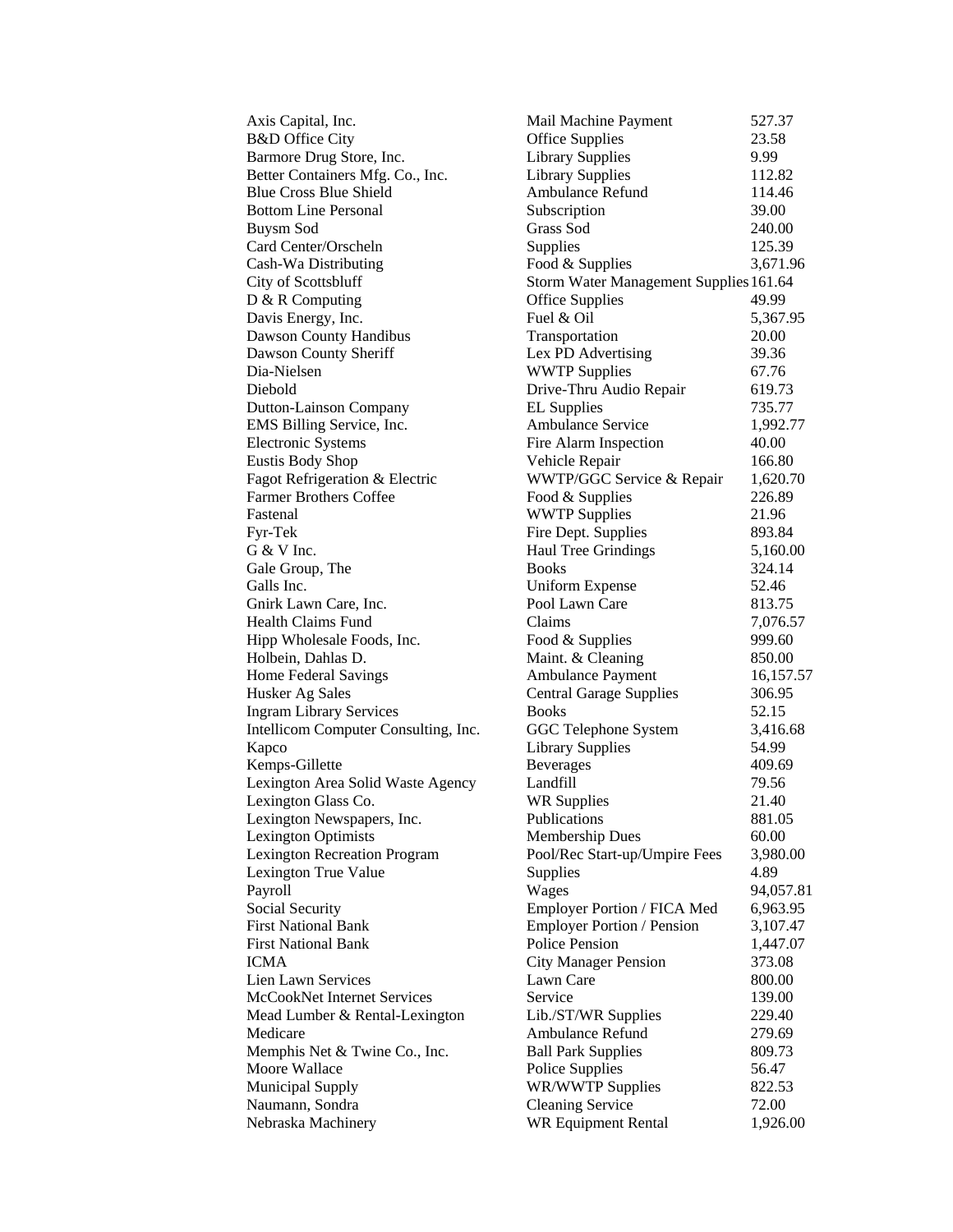| | | |
|---|---|---|
| Axis Capital, Inc. | Mail Machine Payment | 527.37 |
| B&D Office City | Office Supplies | 23.58 |
| Barmore Drug Store, Inc. | Library Supplies | 9.99 |
| Better Containers Mfg. Co., Inc. | Library Supplies | 112.82 |
| Blue Cross Blue Shield | Ambulance Refund | 114.46 |
| Bottom Line Personal | Subscription | 39.00 |
| Buysm Sod | Grass Sod | 240.00 |
| Card Center/Orscheln | Supplies | 125.39 |
| Cash-Wa Distributing | Food & Supplies | 3,671.96 |
| City of Scottsbluff | Storm Water Management Supplies | 161.64 |
| D & R Computing | Office Supplies | 49.99 |
| Davis Energy, Inc. | Fuel & Oil | 5,367.95 |
| Dawson County Handibus | Transportation | 20.00 |
| Dawson County Sheriff | Lex PD Advertising | 39.36 |
| Dia-Nielsen | WWTP Supplies | 67.76 |
| Diebold | Drive-Thru Audio Repair | 619.73 |
| Dutton-Lainson Company | EL Supplies | 735.77 |
| EMS Billing Service, Inc. | Ambulance Service | 1,992.77 |
| Electronic Systems | Fire Alarm Inspection | 40.00 |
| Eustis Body Shop | Vehicle Repair | 166.80 |
| Fagot Refrigeration & Electric | WWTP/GGC Service & Repair | 1,620.70 |
| Farmer Brothers Coffee | Food & Supplies | 226.89 |
| Fastenal | WWTP Supplies | 21.96 |
| Fyr-Tek | Fire Dept. Supplies | 893.84 |
| G & V Inc. | Haul Tree Grindings | 5,160.00 |
| Gale Group, The | Books | 324.14 |
| Galls Inc. | Uniform Expense | 52.46 |
| Gnirk Lawn Care, Inc. | Pool Lawn Care | 813.75 |
| Health Claims Fund | Claims | 7,076.57 |
| Hipp Wholesale Foods, Inc. | Food & Supplies | 999.60 |
| Holbein, Dahlas D. | Maint. & Cleaning | 850.00 |
| Home Federal Savings | Ambulance Payment | 16,157.57 |
| Husker Ag Sales | Central Garage Supplies | 306.95 |
| Ingram Library Services | Books | 52.15 |
| Intellicom Computer Consulting, Inc. | GGC Telephone System | 3,416.68 |
| Kapco | Library Supplies | 54.99 |
| Kemps-Gillette | Beverages | 409.69 |
| Lexington Area Solid Waste Agency | Landfill | 79.56 |
| Lexington Glass Co. | WR Supplies | 21.40 |
| Lexington Newspapers, Inc. | Publications | 881.05 |
| Lexington Optimists | Membership Dues | 60.00 |
| Lexington Recreation Program | Pool/Rec Start-up/Umpire Fees | 3,980.00 |
| Lexington True Value | Supplies | 4.89 |
| Payroll | Wages | 94,057.81 |
| Social Security | Employer Portion / FICA Med | 6,963.95 |
| First National Bank | Employer Portion / Pension | 3,107.47 |
| First National Bank | Police Pension | 1,447.07 |
| ICMA | City Manager Pension | 373.08 |
| Lien Lawn Services | Lawn Care | 800.00 |
| McCookNet Internet Services | Service | 139.00 |
| Mead Lumber & Rental-Lexington | Lib./ST/WR Supplies | 229.40 |
| Medicare | Ambulance Refund | 279.69 |
| Memphis Net & Twine Co., Inc. | Ball Park Supplies | 809.73 |
| Moore Wallace | Police Supplies | 56.47 |
| Municipal Supply | WR/WWTP Supplies | 822.53 |
| Naumann, Sondra | Cleaning Service | 72.00 |
| Nebraska Machinery | WR Equipment Rental | 1,926.00 |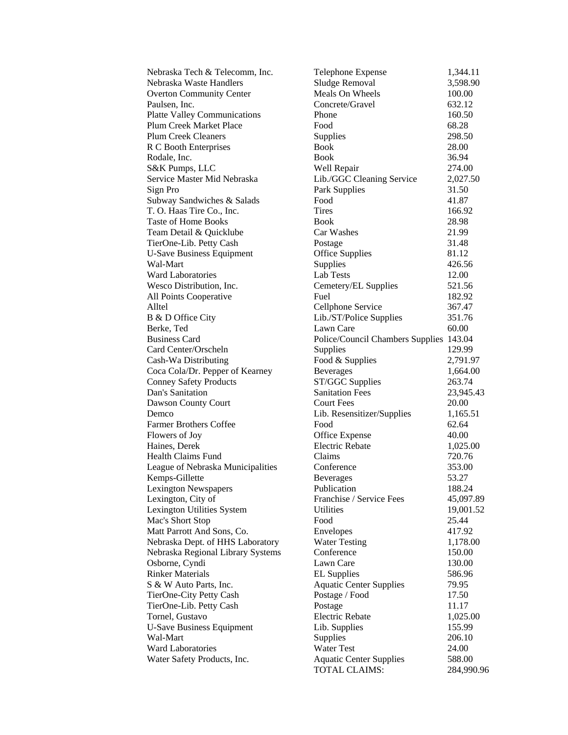| | | |
|---|---|---|
| Nebraska Tech & Telecomm, Inc. | Telephone Expense | 1,344.11 |
| Nebraska Waste Handlers | Sludge Removal | 3,598.90 |
| Overton Community Center | Meals On Wheels | 100.00 |
| Paulsen, Inc. | Concrete/Gravel | 632.12 |
| Platte Valley Communications | Phone | 160.50 |
| Plum Creek Market Place | Food | 68.28 |
| Plum Creek Cleaners | Supplies | 298.50 |
| R C Booth Enterprises | Book | 28.00 |
| Rodale, Inc. | Book | 36.94 |
| S&K Pumps, LLC | Well Repair | 274.00 |
| Service Master Mid Nebraska | Lib./GGC Cleaning Service | 2,027.50 |
| Sign Pro | Park Supplies | 31.50 |
| Subway Sandwiches & Salads | Food | 41.87 |
| T. O. Haas Tire Co., Inc. | Tires | 166.92 |
| Taste of Home Books | Book | 28.98 |
| Team Detail & Quicklube | Car Washes | 21.99 |
| TierOne-Lib. Petty Cash | Postage | 31.48 |
| U-Save Business Equipment | Office Supplies | 81.12 |
| Wal-Mart | Supplies | 426.56 |
| Ward Laboratories | Lab Tests | 12.00 |
| Wesco Distribution, Inc. | Cemetery/EL Supplies | 521.56 |
| All Points Cooperative | Fuel | 182.92 |
| Alltel | Cellphone Service | 367.47 |
| B & D Office City | Lib./ST/Police Supplies | 351.76 |
| Berke, Ted | Lawn Care | 60.00 |
| Business Card | Police/Council Chambers Supplies | 143.04 |
| Card Center/Orscheln | Supplies | 129.99 |
| Cash-Wa Distributing | Food & Supplies | 2,791.97 |
| Coca Cola/Dr. Pepper of Kearney | Beverages | 1,664.00 |
| Conney Safety Products | ST/GGC Supplies | 263.74 |
| Dan's Sanitation | Sanitation Fees | 23,945.43 |
| Dawson County Court | Court Fees | 20.00 |
| Demco | Lib. Resensitizer/Supplies | 1,165.51 |
| Farmer Brothers Coffee | Food | 62.64 |
| Flowers of Joy | Office Expense | 40.00 |
| Haines, Derek | Electric Rebate | 1,025.00 |
| Health Claims Fund | Claims | 720.76 |
| League of Nebraska Municipalities | Conference | 353.00 |
| Kemps-Gillette | Beverages | 53.27 |
| Lexington Newspapers | Publication | 188.24 |
| Lexington, City of | Franchise / Service Fees | 45,097.89 |
| Lexington Utilities System | Utilities | 19,001.52 |
| Mac's Short Stop | Food | 25.44 |
| Matt Parrott And Sons, Co. | Envelopes | 417.92 |
| Nebraska Dept. of HHS Laboratory | Water Testing | 1,178.00 |
| Nebraska Regional Library Systems | Conference | 150.00 |
| Osborne, Cyndi | Lawn Care | 130.00 |
| Rinker Materials | EL Supplies | 586.96 |
| S & W Auto Parts, Inc. | Aquatic Center Supplies | 79.95 |
| TierOne-City Petty Cash | Postage / Food | 17.50 |
| TierOne-Lib. Petty Cash | Postage | 11.17 |
| Tornel, Gustavo | Electric Rebate | 1,025.00 |
| U-Save Business Equipment | Lib. Supplies | 155.99 |
| Wal-Mart | Supplies | 206.10 |
| Ward Laboratories | Water Test | 24.00 |
| Water Safety Products, Inc. | Aquatic Center Supplies | 588.00 |
| | TOTAL CLAIMS: | 284,990.96 |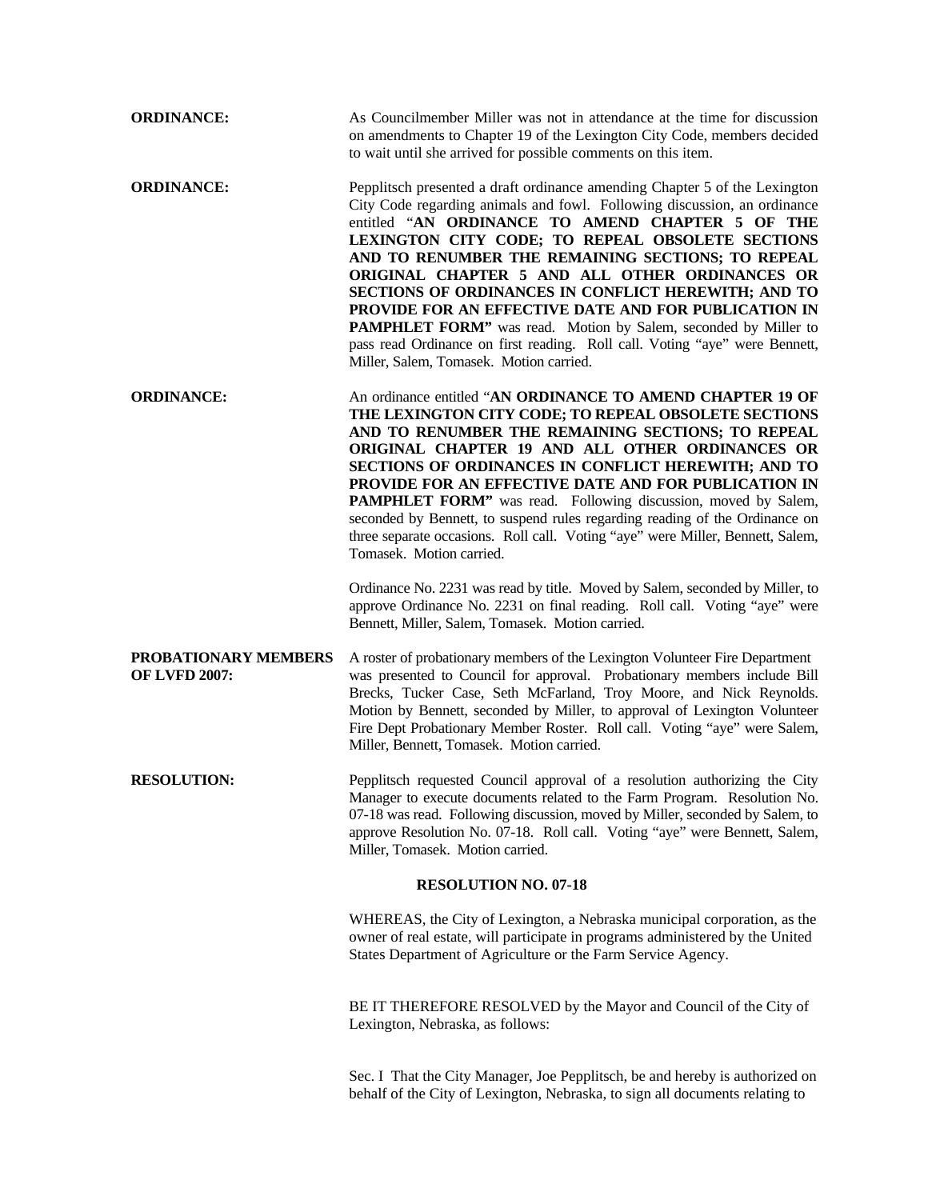**ORDINANCE:** As Councilmember Miller was not in attendance at the time for discussion on amendments to Chapter 19 of the Lexington City Code, members decided to wait until she arrived for possible comments on this item.

**ORDINANCE:** Pepplitsch presented a draft ordinance amending Chapter 5 of the Lexington City Code regarding animals and fowl. Following discussion, an ordinance entitled "**AN ORDINANCE TO AMEND CHAPTER 5 OF THE LEXINGTON CITY CODE; TO REPEAL OBSOLETE SECTIONS AND TO RENUMBER THE REMAINING SECTIONS; TO REPEAL ORIGINAL CHAPTER 5 AND ALL OTHER ORDINANCES OR SECTIONS OF ORDINANCES IN CONFLICT HEREWITH; AND TO PROVIDE FOR AN EFFECTIVE DATE AND FOR PUBLICATION IN PAMPHLET FORM"** was read. Motion by Salem, seconded by Miller to pass read Ordinance on first reading. Roll call. Voting "aye" were Bennett, Miller, Salem, Tomasek. Motion carried.

**ORDINANCE:** An ordinance entitled "**AN ORDINANCE TO AMEND CHAPTER 19 OF THE LEXINGTON CITY CODE; TO REPEAL OBSOLETE SECTIONS AND TO RENUMBER THE REMAINING SECTIONS; TO REPEAL ORIGINAL CHAPTER 19 AND ALL OTHER ORDINANCES OR SECTIONS OF ORDINANCES IN CONFLICT HEREWITH; AND TO PROVIDE FOR AN EFFECTIVE DATE AND FOR PUBLICATION IN PAMPHLET FORM"** was read. Following discussion, moved by Salem, seconded by Bennett, to suspend rules regarding reading of the Ordinance on three separate occasions. Roll call. Voting "aye" were Miller, Bennett, Salem, Tomasek. Motion carried.

Ordinance No. 2231 was read by title. Moved by Salem, seconded by Miller, to approve Ordinance No. 2231 on final reading. Roll call. Voting "aye" were Bennett, Miller, Salem, Tomasek. Motion carried.

**PROBATIONARY MEMBERS OF LVFD 2007:** A roster of probationary members of the Lexington Volunteer Fire Department was presented to Council for approval. Probationary members include Bill Brecks, Tucker Case, Seth McFarland, Troy Moore, and Nick Reynolds. Motion by Bennett, seconded by Miller, to approval of Lexington Volunteer Fire Dept Probationary Member Roster. Roll call. Voting "aye" were Salem, Miller, Bennett, Tomasek. Motion carried.

**RESOLUTION:** Pepplitsch requested Council approval of a resolution authorizing the City Manager to execute documents related to the Farm Program. Resolution No. 07-18 was read. Following discussion, moved by Miller, seconded by Salem, to approve Resolution No. 07-18. Roll call. Voting "aye" were Bennett, Salem, Miller, Tomasek. Motion carried.

**RESOLUTION NO. 07-18**

WHEREAS, the City of Lexington, a Nebraska municipal corporation, as the owner of real estate, will participate in programs administered by the United States Department of Agriculture or the Farm Service Agency.

BE IT THEREFORE RESOLVED by the Mayor and Council of the City of Lexington, Nebraska, as follows:

Sec. I That the City Manager, Joe Pepplitsch, be and hereby is authorized on behalf of the City of Lexington, Nebraska, to sign all documents relating to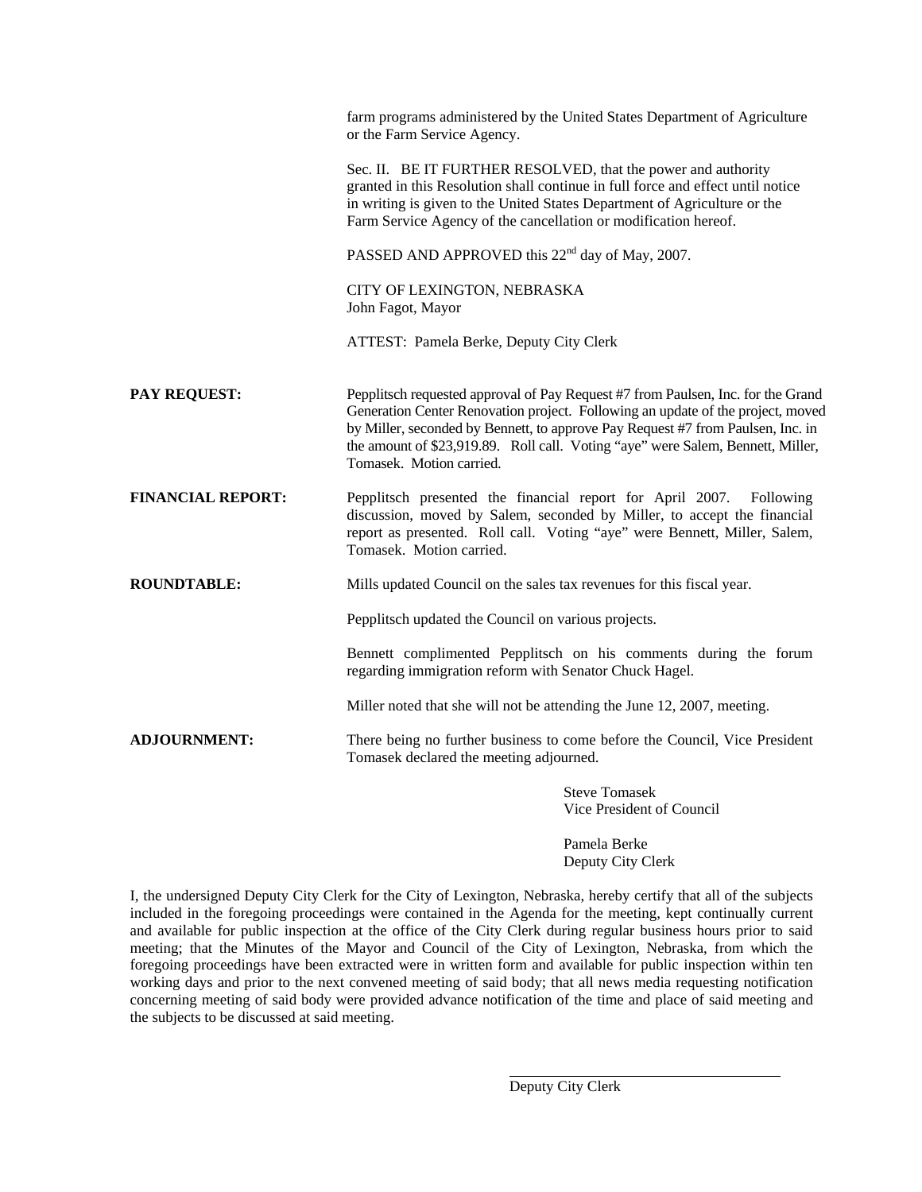farm programs administered by the United States Department of Agriculture or the Farm Service Agency.

Sec. II. BE IT FURTHER RESOLVED, that the power and authority granted in this Resolution shall continue in full force and effect until notice in writing is given to the United States Department of Agriculture or the Farm Service Agency of the cancellation or modification hereof.

PASSED AND APPROVED this 22nd day of May, 2007.

CITY OF LEXINGTON, NEBRASKA
John Fagot, Mayor

ATTEST: Pamela Berke, Deputy City Clerk

**PAY REQUEST:** Pepplitsch requested approval of Pay Request #7 from Paulsen, Inc. for the Grand Generation Center Renovation project. Following an update of the project, moved by Miller, seconded by Bennett, to approve Pay Request #7 from Paulsen, Inc. in the amount of $23,919.89. Roll call. Voting "aye" were Salem, Bennett, Miller, Tomasek. Motion carried.

**FINANCIAL REPORT:** Pepplitsch presented the financial report for April 2007. Following discussion, moved by Salem, seconded by Miller, to accept the financial report as presented. Roll call. Voting "aye" were Bennett, Miller, Salem, Tomasek. Motion carried.

**ROUNDTABLE:** Mills updated Council on the sales tax revenues for this fiscal year.

Pepplitsch updated the Council on various projects.

Bennett complimented Pepplitsch on his comments during the forum regarding immigration reform with Senator Chuck Hagel.

Miller noted that she will not be attending the June 12, 2007, meeting.

**ADJOURNMENT:** There being no further business to come before the Council, Vice President Tomasek declared the meeting adjourned.

Steve Tomasek
Vice President of Council

Pamela Berke
Deputy City Clerk

I, the undersigned Deputy City Clerk for the City of Lexington, Nebraska, hereby certify that all of the subjects included in the foregoing proceedings were contained in the Agenda for the meeting, kept continually current and available for public inspection at the office of the City Clerk during regular business hours prior to said meeting; that the Minutes of the Mayor and Council of the City of Lexington, Nebraska, from which the foregoing proceedings have been extracted were in written form and available for public inspection within ten working days and prior to the next convened meeting of said body; that all news media requesting notification concerning meeting of said body were provided advance notification of the time and place of said meeting and the subjects to be discussed at said meeting.

Deputy City Clerk